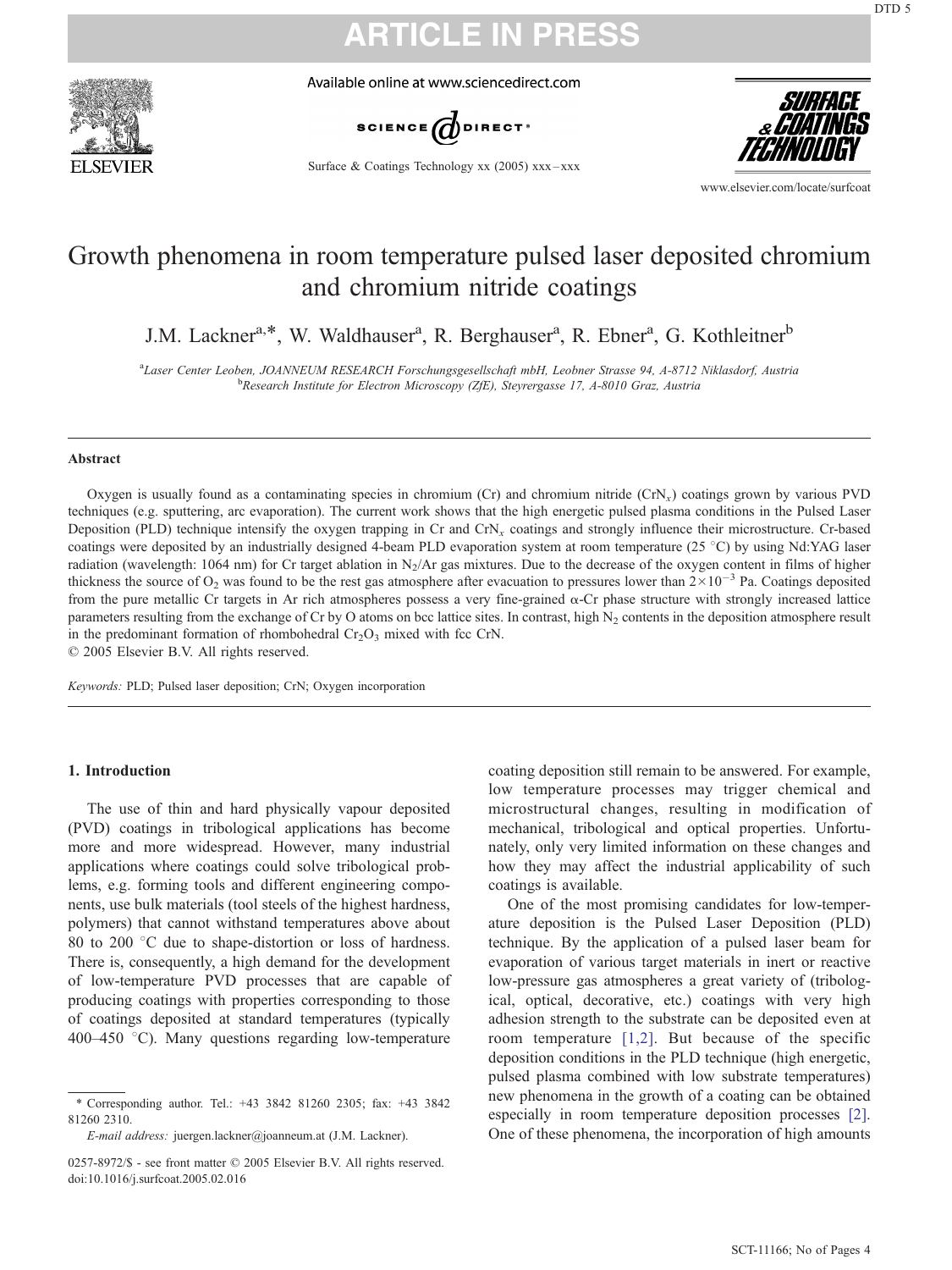# Growth phenomena in room temperature pulsed laser deposited chromium and chromium nitride coatings

J.M. Lackner[a,*], W. Waldhauser[a], R. Berghauser[a], R. Ebner[a], G. Kothleitner[b]

[a]Laser Center Leoben, JOANNEUM RESEARCH Forschungsgesellschaft mbH, Leobner Strasse 94, A-8712 Niklasdorf, Austria
[b]Research Institute for Electron Microscopy (ZfE), Steyrergasse 17, A-8010 Graz, Austria

## Abstract

Oxygen is usually found as a contaminating species in chromium (Cr) and chromium nitride ($CrN_x$) coatings grown by various PVD techniques (e.g. sputtering, arc evaporation). The current work shows that the high energetic pulsed plasma conditions in the Pulsed Laser Deposition (PLD) technique intensify the oxygen trapping in Cr and $CrN_x$ coatings and strongly influence their microstructure. Cr-based coatings were deposited by an industrially designed 4-beam PLD evaporation system at room temperature (25 °C) by using Nd:YAG laser radiation (wavelength: 1064 nm) for Cr target ablation in $N_2$/Ar gas mixtures. Due to the decrease of the oxygen content in films of higher thickness the source of $O_2$ was found to be the rest gas atmosphere after evacuation to pressures lower than $2\times10^{-3}$ Pa. Coatings deposited from the pure metallic Cr targets in Ar rich atmospheres possess a very fine-grained α-Cr phase structure with strongly increased lattice parameters resulting from the exchange of Cr by O atoms on bcc lattice sites. In contrast, high $N_2$ contents in the deposition atmosphere result in the predominant formation of rhombohedral $Cr_2O_3$ mixed with fcc CrN.

© 2005 Elsevier B.V. All rights reserved.

*Keywords:* PLD; Pulsed laser deposition; CrN; Oxygen incorporation

## 1. Introduction

The use of thin and hard physically vapour deposited (PVD) coatings in tribological applications has become more and more widespread. However, many industrial applications where coatings could solve tribological problems, e.g. forming tools and different engineering components, use bulk materials (tool steels of the highest hardness, polymers) that cannot withstand temperatures above about 80 to 200 °C due to shape-distortion or loss of hardness. There is, consequently, a high demand for the development of low-temperature PVD processes that are capable of producing coatings with properties corresponding to those of coatings deposited at standard temperatures (typically 400–450 °C). Many questions regarding low-temperature coating deposition still remain to be answered. For example, low temperature processes may trigger chemical and microstructural changes, resulting in modification of mechanical, tribological and optical properties. Unfortunately, only very limited information on these changes and how they may affect the industrial applicability of such coatings is available.

One of the most promising candidates for low-temperature deposition is the Pulsed Laser Deposition (PLD) technique. By the application of a pulsed laser beam for evaporation of various target materials in inert or reactive low-pressure gas atmospheres a great variety of (tribological, optical, decorative, etc.) coatings with very high adhesion strength to the substrate can be deposited even at room temperature [1,2]. But because of the specific deposition conditions in the PLD technique (high energetic, pulsed plasma combined with low substrate temperatures) new phenomena in the growth of a coating can be obtained especially in room temperature deposition processes [2]. One of these phenomena, the incorporation of high amounts

\* Corresponding author. Tel.: +43 3842 81260 2305; fax: +43 3842 81260 2310.
*E-mail address:* juergen.lackner@joanneum.at (J.M. Lackner).

0257-8972/$ - see front matter © 2005 Elsevier B.V. All rights reserved.
doi:10.1016/j.surfcoat.2005.02.016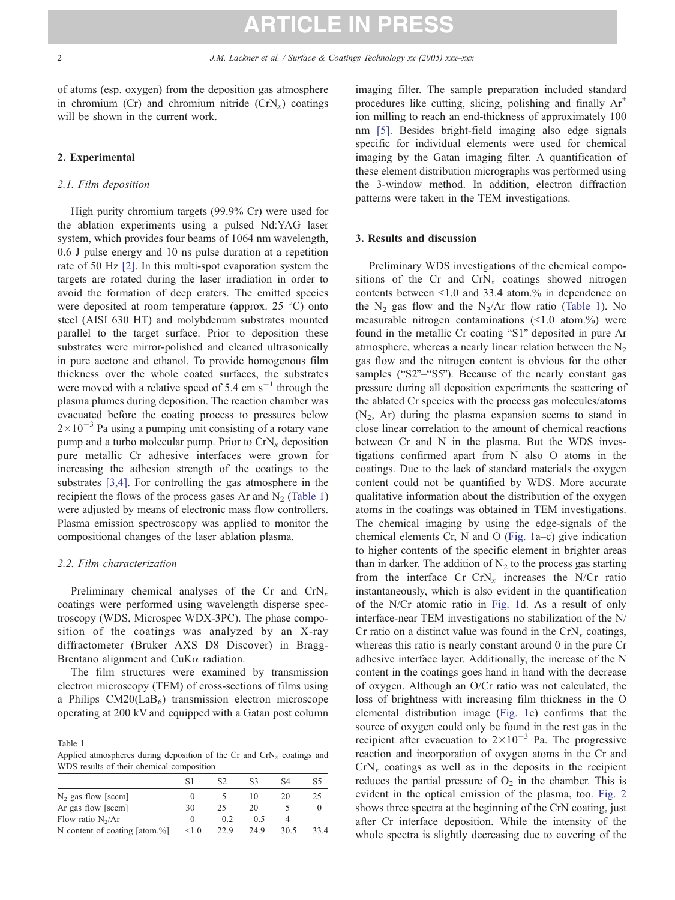of atoms (esp. oxygen) from the deposition gas atmosphere in chromium (Cr) and chromium nitride ($CrN_x$) coatings will be shown in the current work.

## 2. Experimental

### 2.1. Film deposition

High purity chromium targets (99.9% Cr) were used for the ablation experiments using a pulsed Nd:YAG laser system, which provides four beams of 1064 nm wavelength, 0.6 J pulse energy and 10 ns pulse duration at a repetition rate of 50 Hz [2]. In this multi-spot evaporation system the targets are rotated during the laser irradiation in order to avoid the formation of deep craters. The emitted species were deposited at room temperature (approx. 25 °C) onto steel (AISI 630 HT) and molybdenum substrates mounted parallel to the target surface. Prior to deposition these substrates were mirror-polished and cleaned ultrasonically in pure acetone and ethanol. To provide homogenous film thickness over the whole coated surfaces, the substrates were moved with a relative speed of 5.4 cm $s^{-1}$ through the plasma plumes during deposition. The reaction chamber was evacuated before the coating process to pressures below $2\times10^{-3}$ Pa using a pumping unit consisting of a rotary vane pump and a turbo molecular pump. Prior to $CrN_x$ deposition pure metallic Cr adhesive interfaces were grown for increasing the adhesion strength of the coatings to the substrates [3,4]. For controlling the gas atmosphere in the recipient the flows of the process gases Ar and $N_2$ (Table 1) were adjusted by means of electronic mass flow controllers. Plasma emission spectroscopy was applied to monitor the compositional changes of the laser ablation plasma.

### 2.2. Film characterization

Preliminary chemical analyses of the Cr and $CrN_x$ coatings were performed using wavelength disperse spectroscopy (WDS, Microspec WDX-3PC). The phase composition of the coatings was analyzed by an X-ray diffractometer (Bruker AXS D8 Discover) in Bragg-Brentano alignment and CuKα radiation.

The film structures were examined by transmission electron microscopy (TEM) of cross-sections of films using a Philips CM20($LaB_6$) transmission electron microscope operating at 200 kV and equipped with a Gatan post column imaging filter. The sample preparation included standard procedures like cutting, slicing, polishing and finally $Ar^+$ ion milling to reach an end-thickness of approximately 100 nm [5]. Besides bright-field imaging also edge signals specific for individual elements were used for chemical imaging by the Gatan imaging filter. A quantification of these element distribution micrographs was performed using the 3-window method. In addition, electron diffraction patterns were taken in the TEM investigations.

Table 1
Applied atmospheres during deposition of the Cr and $CrN_x$ coatings and WDS results of their chemical composition

| | S1 | S2 | S3 | S4 | S5 |
|---|---|---|---|---|---|
| $N_2$ gas flow [sccm] | 0 | 5 | 10 | 20 | 25 |
| Ar gas flow [sccm] | 30 | 25 | 20 | 5 | 0 |
| Flow ratio $N_2$/Ar | 0 | 0.2 | 0.5 | 4 | – |
| N content of coating [atom.%] | <1.0 | 22.9 | 24.9 | 30.5 | 33.4 |

## 3. Results and discussion

Preliminary WDS investigations of the chemical compositions of the Cr and $CrN_x$ coatings showed nitrogen contents between <1.0 and 33.4 atom.% in dependence on the $N_2$ gas flow and the $N_2$/Ar flow ratio (Table 1). No measurable nitrogen contaminations (<1.0 atom.%) were found in the metallic Cr coating "S1" deposited in pure Ar atmosphere, whereas a nearly linear relation between the $N_2$ gas flow and the nitrogen content is obvious for the other samples ("S2"–"S5"). Because of the nearly constant gas pressure during all deposition experiments the scattering of the ablated Cr species with the process gas molecules/atoms ($N_2$, Ar) during the plasma expansion seems to stand in close linear correlation to the amount of chemical reactions between Cr and N in the plasma. But the WDS investigations confirmed apart from N also O atoms in the coatings. Due to the lack of standard materials the oxygen content could not be quantified by WDS. More accurate qualitative information about the distribution of the oxygen atoms in the coatings was obtained in TEM investigations. The chemical imaging by using the edge-signals of the chemical elements Cr, N and O (Fig. 1a–c) give indication to higher contents of the specific element in brighter areas than in darker. The addition of $N_2$ to the process gas starting from the interface Cr–$CrN_x$ increases the N/Cr ratio instantaneously, which is also evident in the quantification of the N/Cr atomic ratio in Fig. 1d. As a result of only interface-near TEM investigations no stabilization of the N/Cr ratio on a distinct value was found in the $CrN_x$ coatings, whereas this ratio is nearly constant around 0 in the pure Cr adhesive interface layer. Additionally, the increase of the N content in the coatings goes hand in hand with the decrease of oxygen. Although an O/Cr ratio was not calculated, the loss of brightness with increasing film thickness in the O elemental distribution image (Fig. 1c) confirms that the source of oxygen could only be found in the rest gas in the recipient after evacuation to $2\times10^{-3}$ Pa. The progressive reaction and incorporation of oxygen atoms in the Cr and $CrN_x$ coatings as well as in the deposits in the recipient reduces the partial pressure of $O_2$ in the chamber. This is evident in the optical emission of the plasma, too. Fig. 2 shows three spectra at the beginning of the CrN coating, just after Cr interface deposition. While the intensity of the whole spectra is slightly decreasing due to covering of the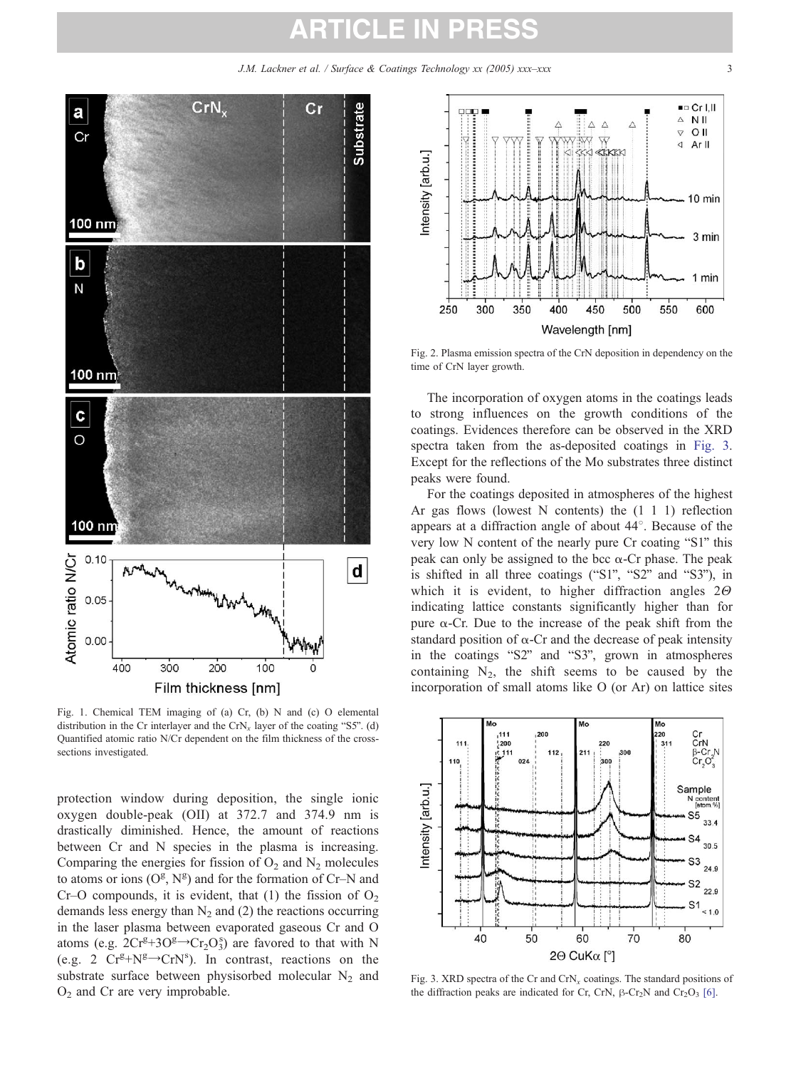Fig. 1. Chemical TEM imaging of (a) Cr, (b) N and (c) O elemental distribution in the Cr interlayer and the $CrN_x$ layer of the coating "S5". (d) Quantified atomic ratio N/Cr dependent on the film thickness of the cross-sections investigated.

protection window during deposition, the single ionic oxygen double-peak (OII) at 372.7 and 374.9 nm is drastically diminished. Hence, the amount of reactions between Cr and N species in the plasma is increasing. Comparing the energies for fission of $O_2$ and $N_2$ molecules to atoms or ions ($O^g$, $N^g$) and for the formation of Cr–N and Cr–O compounds, it is evident, that (1) the fission of $O_2$ demands less energy than $N_2$ and (2) the reactions occurring in the laser plasma between evaporated gaseous Cr and O atoms (e.g. $2Cr^g+3O^g \rightarrow Cr_2O_3^s$) are favored to that with N (e.g. $2\ Cr^g+N^g \rightarrow CrN^s$). In contrast, reactions on the substrate surface between physisorbed molecular $N_2$ and $O_2$ and Cr are very improbable.

Fig. 2. Plasma emission spectra of the CrN deposition in dependency on the time of CrN layer growth.

The incorporation of oxygen atoms in the coatings leads to strong influences on the growth conditions of the coatings. Evidences therefore can be observed in the XRD spectra taken from the as-deposited coatings in Fig. 3. Except for the reflections of the Mo substrates three distinct peaks were found.

For the coatings deposited in atmospheres of the highest Ar gas flows (lowest N contents) the (1 1 1) reflection appears at a diffraction angle of about 44°. Because of the very low N content of the nearly pure Cr coating "S1" this peak can only be assigned to the bcc α-Cr phase. The peak is shifted in all three coatings ("S1", "S2" and "S3"), in which it is evident, to higher diffraction angles $2\Theta$ indicating lattice constants significantly higher than for pure α-Cr. Due to the increase of the peak shift from the standard position of α-Cr and the decrease of peak intensity in the coatings "S2" and "S3", grown in atmospheres containing $N_2$, the shift seems to be caused by the incorporation of small atoms like O (or Ar) on lattice sites

Fig. 3. XRD spectra of the Cr and $CrN_x$ coatings. The standard positions of the diffraction peaks are indicated for Cr, CrN, β-$Cr_2N$ and $Cr_2O_3$ [6].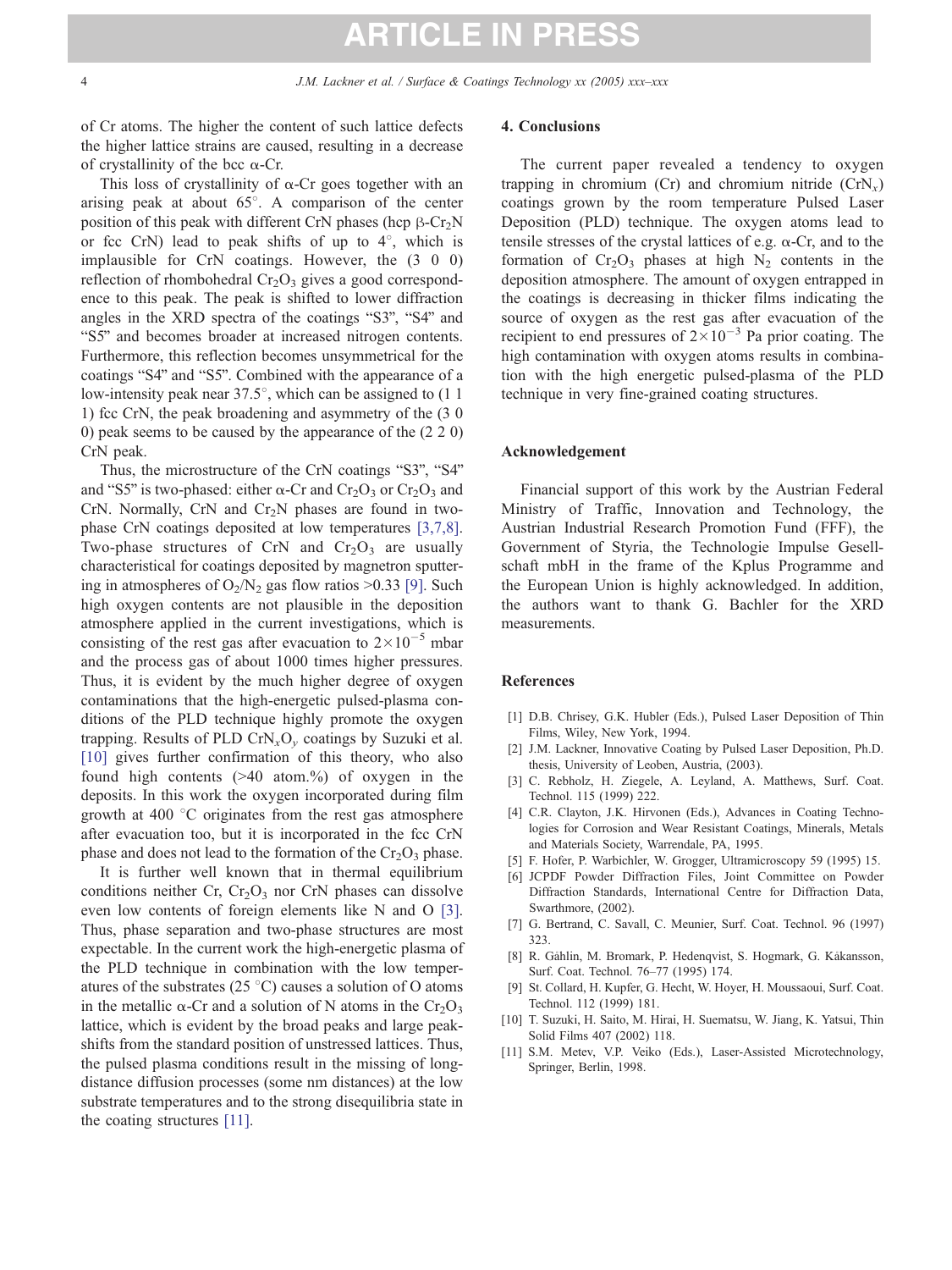of Cr atoms. The higher the content of such lattice defects the higher lattice strains are caused, resulting in a decrease of crystallinity of the bcc α-Cr.

This loss of crystallinity of α-Cr goes together with an arising peak at about 65°. A comparison of the center position of this peak with different CrN phases (hcp β-$Cr_2N$ or fcc CrN) lead to peak shifts of up to 4°, which is implausible for CrN coatings. However, the (3 0 0) reflection of rhombohedral $Cr_2O_3$ gives a good correspondence to this peak. The peak is shifted to lower diffraction angles in the XRD spectra of the coatings "S3", "S4" and "S5" and becomes broader at increased nitrogen contents. Furthermore, this reflection becomes unsymmetrical for the coatings "S4" and "S5". Combined with the appearance of a low-intensity peak near 37.5°, which can be assigned to (1 1 1) fcc CrN, the peak broadening and asymmetry of the (3 0 0) peak seems to be caused by the appearance of the (2 2 0) CrN peak.

Thus, the microstructure of the CrN coatings "S3", "S4" and "S5" is two-phased: either α-Cr and $Cr_2O_3$ or $Cr_2O_3$ and CrN. Normally, CrN and $Cr_2N$ phases are found in two-phase CrN coatings deposited at low temperatures [3,7,8]. Two-phase structures of CrN and $Cr_2O_3$ are usually characteristical for coatings deposited by magnetron sputtering in atmospheres of $O_2/N_2$ gas flow ratios >0.33 [9]. Such high oxygen contents are not plausible in the deposition atmosphere applied in the current investigations, which is consisting of the rest gas after evacuation to $2\times10^{-5}$ mbar and the process gas of about 1000 times higher pressures. Thus, it is evident by the much higher degree of oxygen contaminations that the high-energetic pulsed-plasma conditions of the PLD technique highly promote the oxygen trapping. Results of PLD $CrN_xO_y$ coatings by Suzuki et al. [10] gives further confirmation of this theory, who also found high contents (>40 atom.%) of oxygen in the deposits. In this work the oxygen incorporated during film growth at 400 °C originates from the rest gas atmosphere after evacuation too, but it is incorporated in the fcc CrN phase and does not lead to the formation of the $Cr_2O_3$ phase.

It is further well known that in thermal equilibrium conditions neither Cr, $Cr_2O_3$ nor CrN phases can dissolve even low contents of foreign elements like N and O [3]. Thus, phase separation and two-phase structures are most expectable. In the current work the high-energetic plasma of the PLD technique in combination with the low temperatures of the substrates (25 °C) causes a solution of O atoms in the metallic α-Cr and a solution of N atoms in the $Cr_2O_3$ lattice, which is evident by the broad peaks and large peak-shifts from the standard position of unstressed lattices. Thus, the pulsed plasma conditions result in the missing of long-distance diffusion processes (some nm distances) at the low substrate temperatures and to the strong disequilibria state in the coating structures [11].

## 4. Conclusions

The current paper revealed a tendency to oxygen trapping in chromium (Cr) and chromium nitride ($CrN_x$) coatings grown by the room temperature Pulsed Laser Deposition (PLD) technique. The oxygen atoms lead to tensile stresses of the crystal lattices of e.g. α-Cr, and to the formation of $Cr_2O_3$ phases at high $N_2$ contents in the deposition atmosphere. The amount of oxygen entrapped in the coatings is decreasing in thicker films indicating the source of oxygen as the rest gas after evacuation of the recipient to end pressures of $2\times10^{-3}$ Pa prior coating. The high contamination with oxygen atoms results in combination with the high energetic pulsed-plasma of the PLD technique in very fine-grained coating structures.

## Acknowledgement

Financial support of this work by the Austrian Federal Ministry of Traffic, Innovation and Technology, the Austrian Industrial Research Promotion Fund (FFF), the Government of Styria, the Technologie Impulse Gesellschaft mbH in the frame of the Kplus Programme and the European Union is highly acknowledged. In addition, the authors want to thank G. Bachler for the XRD measurements.

## References

[1] D.B. Chrisey, G.K. Hubler (Eds.), Pulsed Laser Deposition of Thin Films, Wiley, New York, 1994.

[2] J.M. Lackner, Innovative Coating by Pulsed Laser Deposition, Ph.D. thesis, University of Leoben, Austria, (2003).

[3] C. Rebholz, H. Ziegele, A. Leyland, A. Matthews, Surf. Coat. Technol. 115 (1999) 222.

[4] C.R. Clayton, J.K. Hirvonen (Eds.), Advances in Coating Technologies for Corrosion and Wear Resistant Coatings, Minerals, Metals and Materials Society, Warrendale, PA, 1995.

[5] F. Hofer, P. Warbichler, W. Grogger, Ultramicroscopy 59 (1995) 15.

[6] JCPDF Powder Diffraction Files, Joint Committee on Powder Diffraction Standards, International Centre for Diffraction Data, Swarthmore, (2002).

[7] G. Bertrand, C. Savall, C. Meunier, Surf. Coat. Technol. 96 (1997) 323.

[8] R. Gåhlin, M. Bromark, P. Hedenqvist, S. Hogmark, G. Håkansson, Surf. Coat. Technol. 76–77 (1995) 174.

[9] St. Collard, H. Kupfer, G. Hecht, W. Hoyer, H. Moussaoui, Surf. Coat. Technol. 112 (1999) 181.

[10] T. Suzuki, H. Saito, M. Hirai, H. Suematsu, W. Jiang, K. Yatsui, Thin Solid Films 407 (2002) 118.

[11] S.M. Metev, V.P. Veiko (Eds.), Laser-Assisted Microtechnology, Springer, Berlin, 1998.